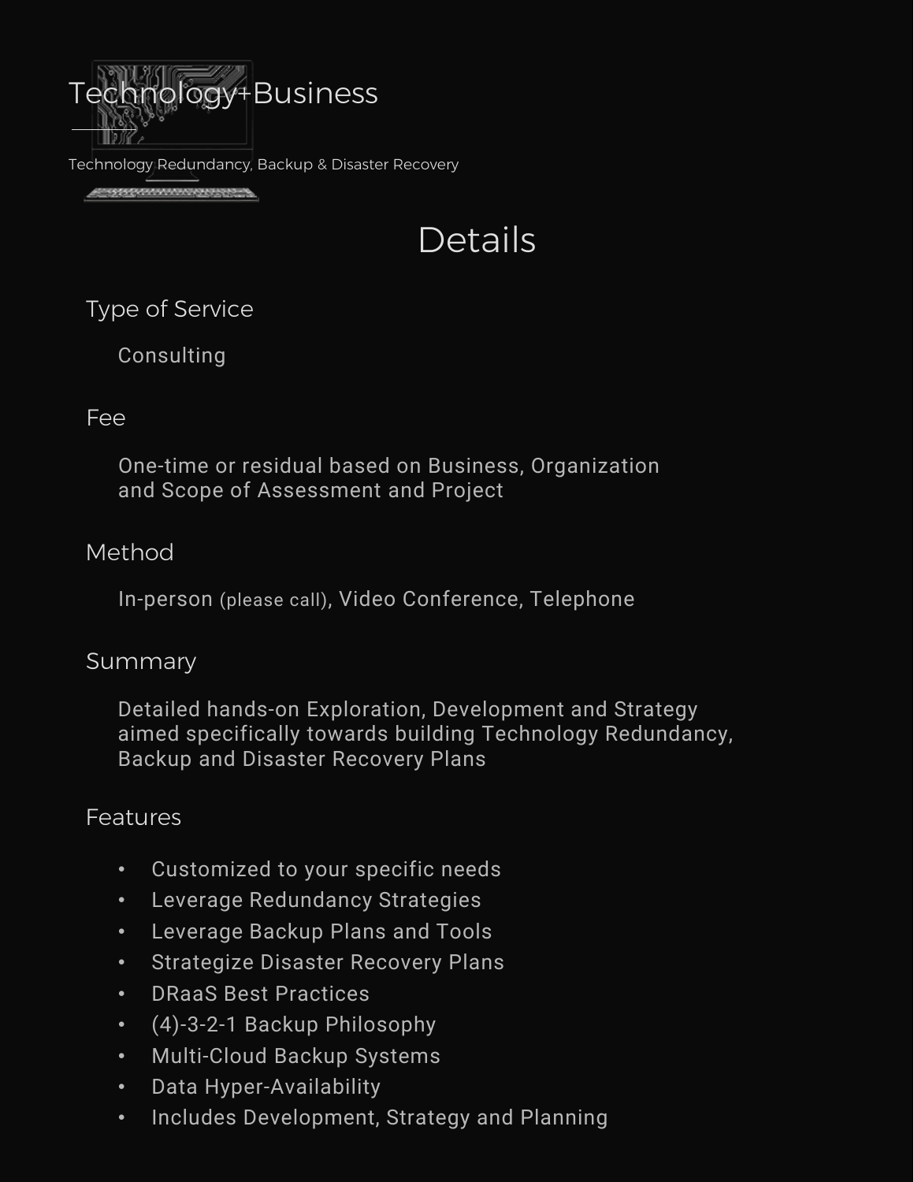# Technology+Business

Technology Redundancy, Backup & Disaster Recovery

## Details

### Type of Service

Consulting

### Fee

One-time or residual based on Business, Organization and Scope of Assessment and Project

### Method

In-person (please call), Video Conference, Telephone

### Summary

Detailed hands-on Exploration, Development and Strategy aimed specifically towards building Technology Redundancy, Backup and Disaster Recovery Plans

### Features

- Customized to your specific needs
- Leverage Redundancy Strategies
- Leverage Backup Plans and Tools
- Strategize Disaster Recovery Plans
- DRaaS Best Practices
- (4)-3-2-1 Backup Philosophy
- Multi-Cloud Backup Systems
- Data Hyper-Availability
- Includes Development, Strategy and Planning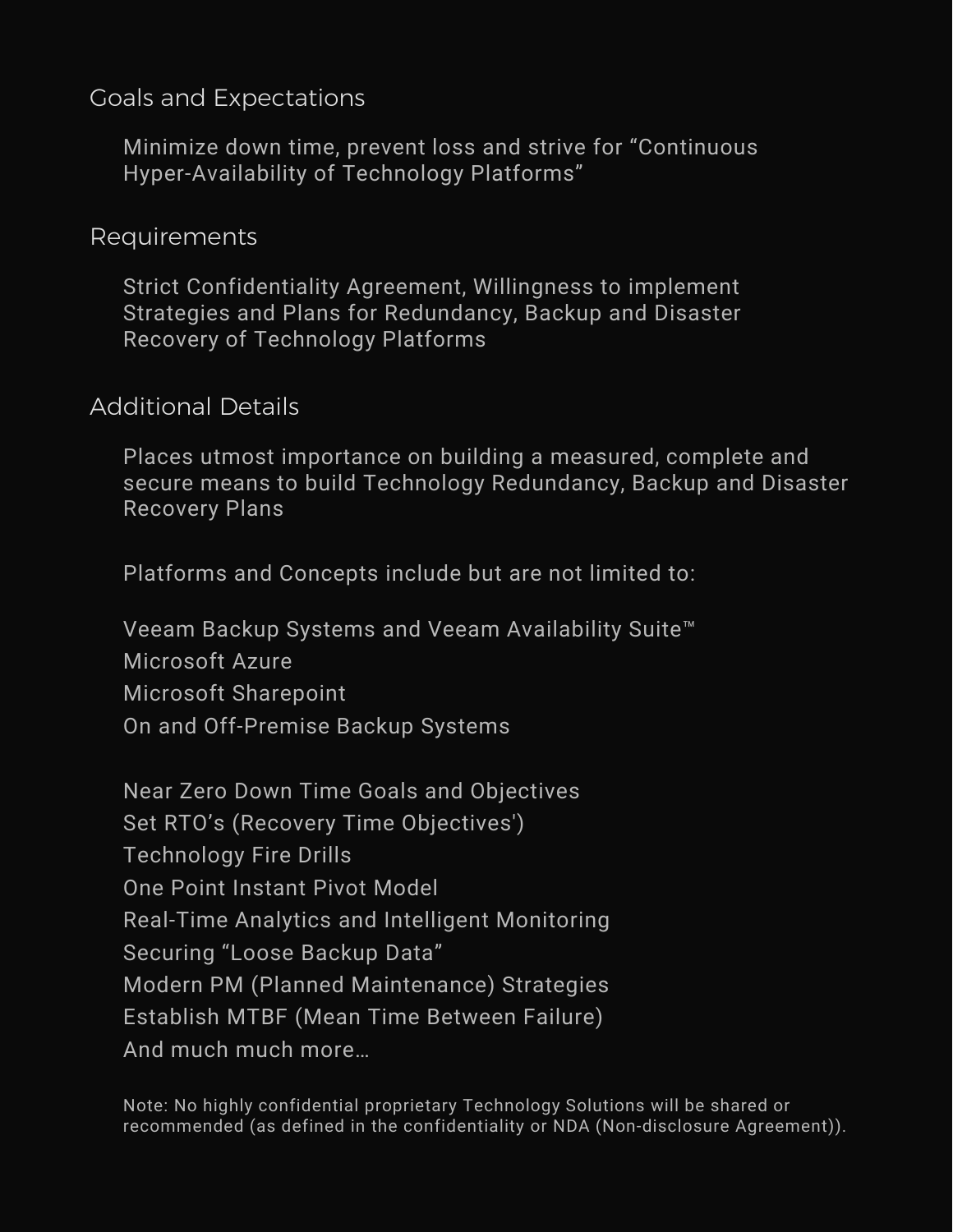## Goals and Expectations

Minimize down time, prevent loss and strive for “Continuous Hyper-Availability of Technology Platforms”

## Requirements

Strict Confidentiality Agreement, Willingness to implement Strategies and Plans for Redundancy, Backup and Disaster Recovery of Technology Platforms

## Additional Details

Places utmost importance on building a measured, complete and secure means to build Technology Redundancy, Backup and Disaster Recovery Plans

Platforms and Concepts include but are not limited to:

Veeam Backup Systems and Veeam Availability Suite™
Microsoft Azure
Microsoft Sharepoint
On and Off-Premise Backup Systems

Near Zero Down Time Goals and Objectives
Set RTO’s (Recovery Time Objectives')
Technology Fire Drills
One Point Instant Pivot Model
Real-Time Analytics and Intelligent Monitoring
Securing “Loose Backup Data”
Modern PM (Planned Maintenance) Strategies
Establish MTBF (Mean Time Between Failure)
And much much more…

Note: No highly confidential proprietary Technology Solutions will be shared or recommended (as defined in the confidentiality or NDA (Non-disclosure Agreement)).